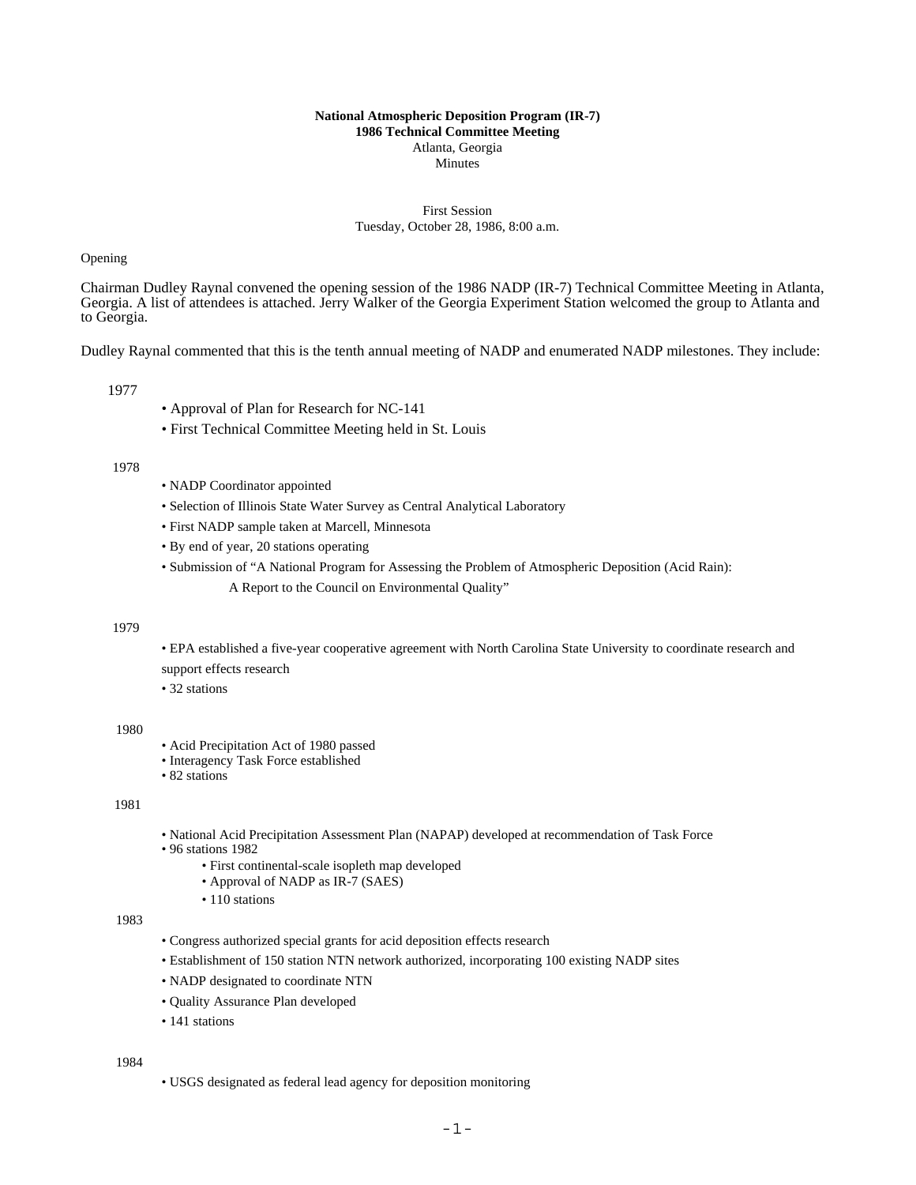**National Atmospheric Deposition Program (IR-7)**
**1986 Technical Committee Meeting**
Atlanta, Georgia
Minutes

First Session
Tuesday, October 28, 1986, 8:00 a.m.

Opening

Chairman Dudley Raynal convened the opening session of the 1986 NADP (IR-7) Technical Committee Meeting in Atlanta, Georgia. A list of attendees is attached. Jerry Walker of the Georgia Experiment Station welcomed the group to Atlanta and to Georgia.

Dudley Raynal commented that this is the tenth annual meeting of NADP and enumerated NADP milestones. They include:

1977

- Approval of Plan for Research for NC-141
- First Technical Committee Meeting held in St. Louis

1978

- NADP Coordinator appointed
- Selection of Illinois State Water Survey as Central Analytical Laboratory
- First NADP sample taken at Marcell, Minnesota
- By end of year, 20 stations operating
- Submission of "A National Program for Assessing the Problem of Atmospheric Deposition (Acid Rain): A Report to the Council on Environmental Quality"

1979

- EPA established a five-year cooperative agreement with North Carolina State University to coordinate research and support effects research
- 32 stations

1980

- Acid Precipitation Act of 1980 passed
- Interagency Task Force established
- 82 stations

1981

- National Acid Precipitation Assessment Plan (NAPAP) developed at recommendation of Task Force
- 96 stations 1982
  - First continental-scale isopleth map developed
  - Approval of NADP as IR-7 (SAES)
  - 110 stations

1983

- Congress authorized special grants for acid deposition effects research
- Establishment of 150 station NTN network authorized, incorporating 100 existing NADP sites
- NADP designated to coordinate NTN
- Quality Assurance Plan developed
- 141 stations

1984

- USGS designated as federal lead agency for deposition monitoring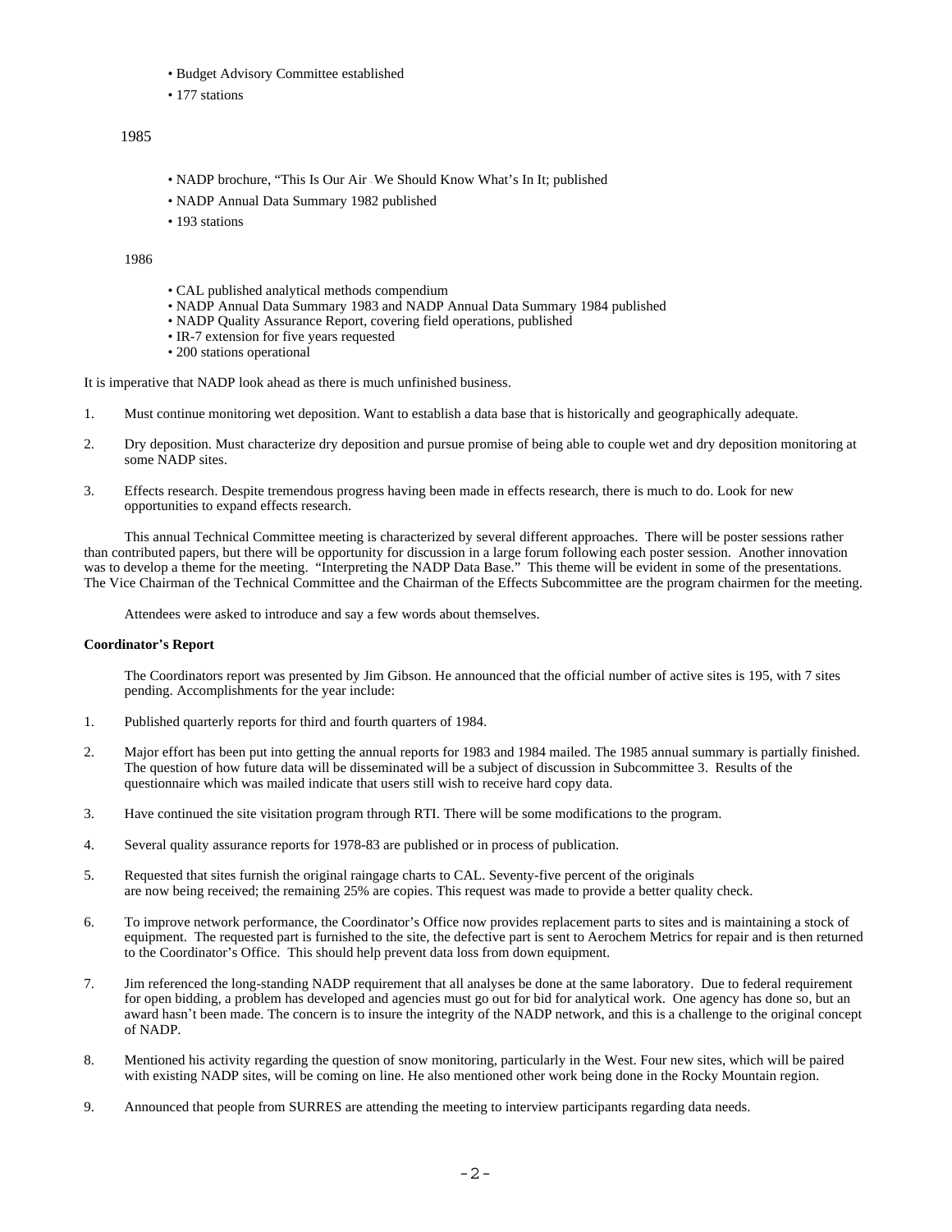- Budget Advisory Committee established
- 177 stations

1985

- NADP brochure, "This Is Our Air - We Should Know What's In It; published
- NADP Annual Data Summary 1982 published
- 193 stations

1986

- CAL published analytical methods compendium
- NADP Annual Data Summary 1983 and NADP Annual Data Summary 1984 published
- NADP Quality Assurance Report, covering field operations, published
- IR-7 extension for five years requested
- 200 stations operational

It is imperative that NADP look ahead as there is much unfinished business.

1. Must continue monitoring wet deposition. Want to establish a data base that is historically and geographically adequate.

2. Dry deposition. Must characterize dry deposition and pursue promise of being able to couple wet and dry deposition monitoring at some NADP sites.

3. Effects research. Despite tremendous progress having been made in effects research, there is much to do. Look for new opportunities to expand effects research.

This annual Technical Committee meeting is characterized by several different approaches. There will be poster sessions rather than contributed papers, but there will be opportunity for discussion in a large forum following each poster session. Another innovation was to develop a theme for the meeting. "Interpreting the NADP Data Base." This theme will be evident in some of the presentations. The Vice Chairman of the Technical Committee and the Chairman of the Effects Subcommittee are the program chairmen for the meeting.

Attendees were asked to introduce and say a few words about themselves.

**Coordinator's Report**

The Coordinators report was presented by Jim Gibson. He announced that the official number of active sites is 195, with 7 sites pending. Accomplishments for the year include:

1. Published quarterly reports for third and fourth quarters of 1984.

2. Major effort has been put into getting the annual reports for 1983 and 1984 mailed. The 1985 annual summary is partially finished. The question of how future data will be disseminated will be a subject of discussion in Subcommittee 3. Results of the questionnaire which was mailed indicate that users still wish to receive hard copy data.

3. Have continued the site visitation program through RTI. There will be some modifications to the program.

4. Several quality assurance reports for 1978-83 are published or in process of publication.

5. Requested that sites furnish the original raingage charts to CAL. Seventy-five percent of the originals are now being received; the remaining 25% are copies. This request was made to provide a better quality check.

6. To improve network performance, the Coordinator's Office now provides replacement parts to sites and is maintaining a stock of equipment. The requested part is furnished to the site, the defective part is sent to Aerochem Metrics for repair and is then returned to the Coordinator's Office. This should help prevent data loss from down equipment.

7. Jim referenced the long-standing NADP requirement that all analyses be done at the same laboratory. Due to federal requirement for open bidding, a problem has developed and agencies must go out for bid for analytical work. One agency has done so, but an award hasn't been made. The concern is to insure the integrity of the NADP network, and this is a challenge to the original concept of NADP.

8. Mentioned his activity regarding the question of snow monitoring, particularly in the West. Four new sites, which will be paired with existing NADP sites, will be coming on line. He also mentioned other work being done in the Rocky Mountain region.

9. Announced that people from SURRES are attending the meeting to interview participants regarding data needs.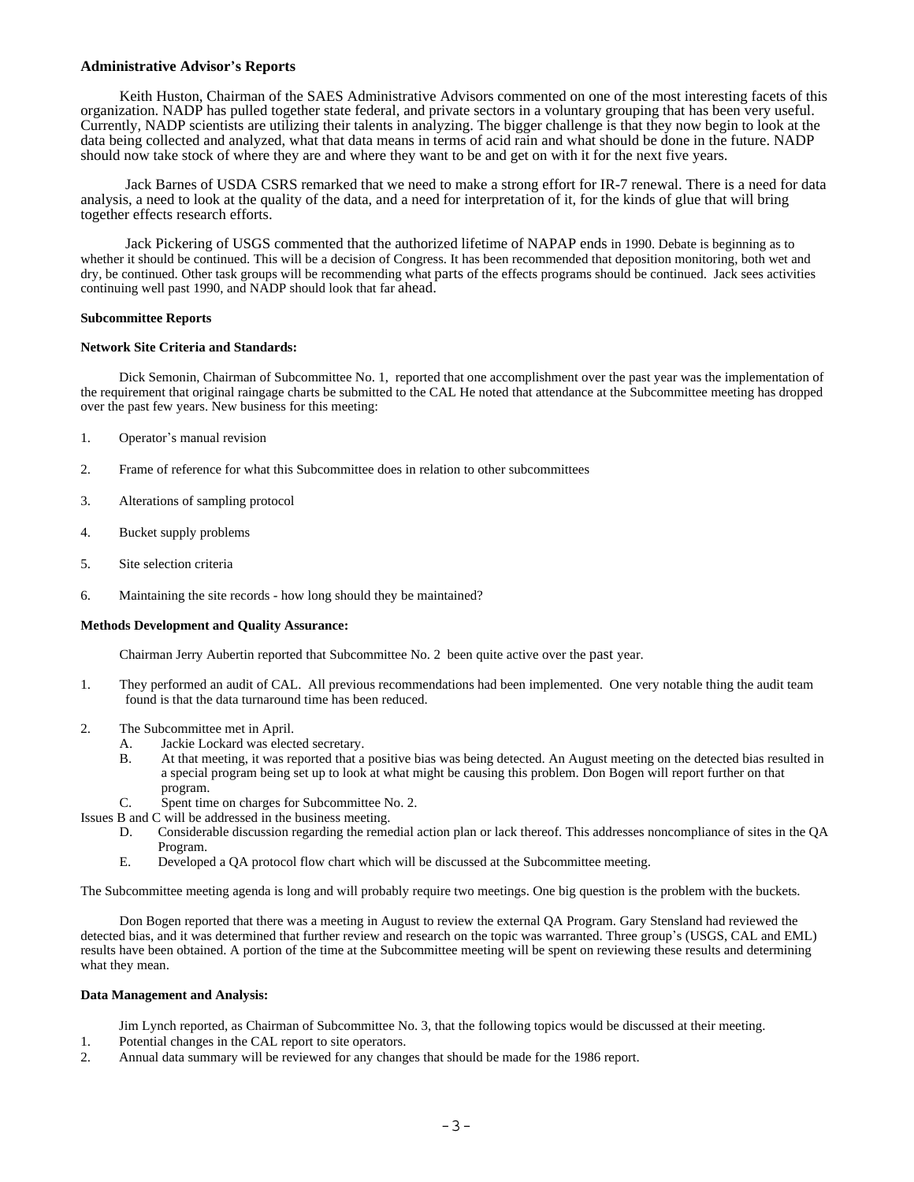### Administrative Advisor's Reports

Keith Huston, Chairman of the SAES Administrative Advisors commented on one of the most interesting facets of this organization. NADP has pulled together state federal, and private sectors in a voluntary grouping that has been very useful. Currently, NADP scientists are utilizing their talents in analyzing. The bigger challenge is that they now begin to look at the data being collected and analyzed, what that data means in terms of acid rain and what should be done in the future. NADP should now take stock of where they are and where they want to be and get on with it for the next five years.

Jack Barnes of USDA CSRS remarked that we need to make a strong effort for IR-7 renewal. There is a need for data analysis, a need to look at the quality of the data, and a need for interpretation of it, for the kinds of glue that will bring together effects research efforts.

Jack Pickering of USGS commented that the authorized lifetime of NAPAP ends in 1990. Debate is beginning as to whether it should be continued. This will be a decision of Congress. It has been recommended that deposition monitoring, both wet and dry, be continued. Other task groups will be recommending what parts of the effects programs should be continued. Jack sees activities continuing well past 1990, and NADP should look that far ahead.

#### Subcommittee Reports

#### Network Site Criteria and Standards:

Dick Semonin, Chairman of Subcommittee No. 1, reported that one accomplishment over the past year was the implementation of the requirement that original raingage charts be submitted to the CAL He noted that attendance at the Subcommittee meeting has dropped over the past few years. New business for this meeting:

1. Operator's manual revision
2. Frame of reference for what this Subcommittee does in relation to other subcommittees
3. Alterations of sampling protocol
4. Bucket supply problems
5. Site selection criteria
6. Maintaining the site records - how long should they be maintained?

#### Methods Development and Quality Assurance:

Chairman Jerry Aubertin reported that Subcommittee No. 2 been quite active over the past year.

1. They performed an audit of CAL. All previous recommendations had been implemented. One very notable thing the audit team found is that the data turnaround time has been reduced.
2. The Subcommittee met in April.
   - A. Jackie Lockard was elected secretary.
   - B. At that meeting, it was reported that a positive bias was being detected. An August meeting on the detected bias resulted in a special program being set up to look at what might be causing this problem. Don Bogen will report further on that program.
   - C. Spent time on charges for Subcommittee No. 2.

Issues B and C will be addressed in the business meeting.

   - D. Considerable discussion regarding the remedial action plan or lack thereof. This addresses noncompliance of sites in the QA Program.
   - E. Developed a QA protocol flow chart which will be discussed at the Subcommittee meeting.

The Subcommittee meeting agenda is long and will probably require two meetings. One big question is the problem with the buckets.

Don Bogen reported that there was a meeting in August to review the external QA Program. Gary Stensland had reviewed the detected bias, and it was determined that further review and research on the topic was warranted. Three group's (USGS, CAL and EML) results have been obtained. A portion of the time at the Subcommittee meeting will be spent on reviewing these results and determining what they mean.

#### Data Management and Analysis:

Jim Lynch reported, as Chairman of Subcommittee No. 3, that the following topics would be discussed at their meeting.

1. Potential changes in the CAL report to site operators.
2. Annual data summary will be reviewed for any changes that should be made for the 1986 report.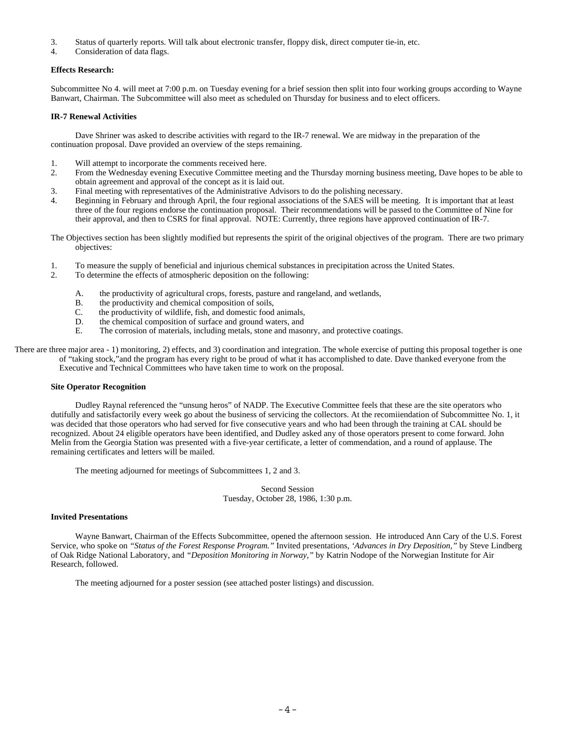3. Status of quarterly reports. Will talk about electronic transfer, floppy disk, direct computer tie-in, etc.
4. Consideration of data flags.

**Effects Research:**

Subcommittee No 4. will meet at 7:00 p.m. on Tuesday evening for a brief session then split into four working groups according to Wayne Banwart, Chairman. The Subcommittee will also meet as scheduled on Thursday for business and to elect officers.

**IR-7 Renewal Activities**

Dave Shriner was asked to describe activities with regard to the IR-7 renewal. We are midway in the preparation of the continuation proposal. Dave provided an overview of the steps remaining.

1. Will attempt to incorporate the comments received here.
2. From the Wednesday evening Executive Committee meeting and the Thursday morning business meeting, Dave hopes to be able to obtain agreement and approval of the concept as it is laid out.
3. Final meeting with representatives of the Administrative Advisors to do the polishing necessary.
4. Beginning in February and through April, the four regional associations of the SAES will be meeting. It is important that at least three of the four regions endorse the continuation proposal. Their recommendations will be passed to the Committee of Nine for their approval, and then to CSRS for final approval. NOTE: Currently, three regions have approved continuation of IR-7.

The Objectives section has been slightly modified but represents the spirit of the original objectives of the program. There are two primary objectives:

1. To measure the supply of beneficial and injurious chemical substances in precipitation across the United States.
2. To determine the effects of atmospheric deposition on the following:

   A. the productivity of agricultural crops, forests, pasture and rangeland, and wetlands,
   B. the productivity and chemical composition of soils,
   C. the productivity of wildlife, fish, and domestic food animals,
   D. the chemical composition of surface and ground waters, and
   E. The corrosion of materials, including metals, stone and masonry, and protective coatings.

There are three major area - 1) monitoring, 2) effects, and 3) coordination and integration. The whole exercise of putting this proposal together is one of "taking stock,"and the program has every right to be proud of what it has accomplished to date. Dave thanked everyone from the Executive and Technical Committees who have taken time to work on the proposal.

**Site Operator Recognition**

Dudley Raynal referenced the "unsung heros" of NADP. The Executive Committee feels that these are the site operators who dutifully and satisfactorily every week go about the business of servicing the collectors. At the recomiiendation of Subcommittee No. 1, it was decided that those operators who had served for five consecutive years and who had been through the training at CAL should be recognized. About 24 eligible operators have been identified, and Dudley asked any of those operators present to come forward. John Melin from the Georgia Station was presented with a five-year certificate, a letter of commendation, and a round of applause. The remaining certificates and letters will be mailed.

The meeting adjourned for meetings of Subcommittees 1, 2 and 3.

Second Session
Tuesday, October 28, 1986, 1:30 p.m.

**Invited Presentations**

Wayne Banwart, Chairman of the Effects Subcommittee, opened the afternoon session. He introduced Ann Cary of the U.S. Forest Service, who spoke on *"Status of the Forest Response Program."* Invited presentations, *'Advances in Dry Deposition,"* by Steve Lindberg of Oak Ridge National Laboratory, and *"Deposition Monitoring in Norway,"* by Katrin Nodope of the Norwegian Institute for Air Research, followed.

The meeting adjourned for a poster session (see attached poster listings) and discussion.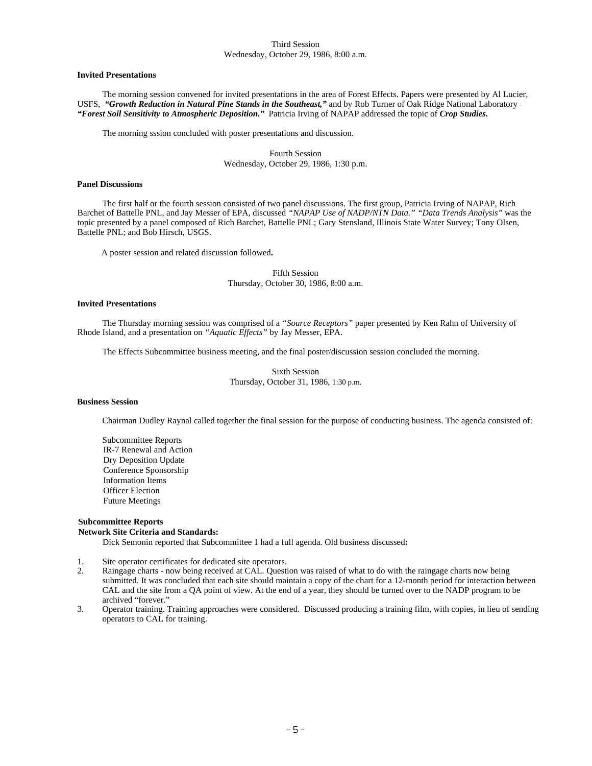Third Session
Wednesday, October 29, 1986, 8:00 a.m.

**Invited Presentations**

The morning session convened for invited presentations in the area of Forest Effects. Papers were presented by Al Lucier, USFS, - ***"Growth Reduction in Natural Pine Stands in the Southeast,"*** and by Rob Turner of Oak Ridge National Laboratory - ***"Forest Soil Sensitivity to Atmospheric Deposition."*** Patricia Irving of NAPAP addressed the topic of ***Crop Studies.***

The morning sssion concluded with poster presentations and discussion.

Fourth Session
Wednesday, October 29, 1986, 1:30 p.m.

**Panel Discussions**

The first half or the fourth session consisted of two panel discussions. The first group, Patricia Irving of NAPAP, Rich Barchet of Battelle PNL, and Jay Messer of EPA, discussed *"NAPAP Use of NADP/NTN Data." "Data Trends Analysis"* was the topic presented by a panel composed of Rich Barchet, Battelle PNL; Gary Stensland, Illinois State Water Survey; Tony Olsen, Battelle PNL; and Bob Hirsch, USGS.

A poster session and related discussion followed.

Fifth Session
Thursday, October 30, 1986, 8:00 a.m.

**Invited Presentations**

The Thursday morning session was comprised of a *"Source Receptors"* paper presented by Ken Rahn of University of Rhode Island, and a presentation on *"Aquatic Effects"* by Jay Messer, EPA.

The Effects Subcommittee business meeting, and the final poster/discussion session concluded the morning.

Sixth Session
Thursday, October 31, 1986, 1:30 p.m.

**Business Session**

Chairman Dudley Raynal called together the final session for the purpose of conducting business. The agenda consisted of:

Subcommittee Reports
IR-7 Renewal and Action
Dry Deposition Update
Conference Sponsorship
Information Items
Officer Election
Future Meetings

**Subcommittee Reports**
**Network Site Criteria and Standards:**

Dick Semonin reported that Subcommittee 1 had a full agenda. Old business discussed**:**

1. Site operator certificates for dedicated site operators.
2. Raingage charts - now being received at CAL. Question was raised of what to do with the raingage charts now being submitted. It was concluded that each site should maintain a copy of the chart for a 12-month period for interaction between CAL and the site from a QA point of view. At the end of a year, they should be turned over to the NADP program to be archived "forever."
3. Operator training. Training approaches were considered. Discussed producing a training film, with copies, in lieu of sending operators to CAL for training.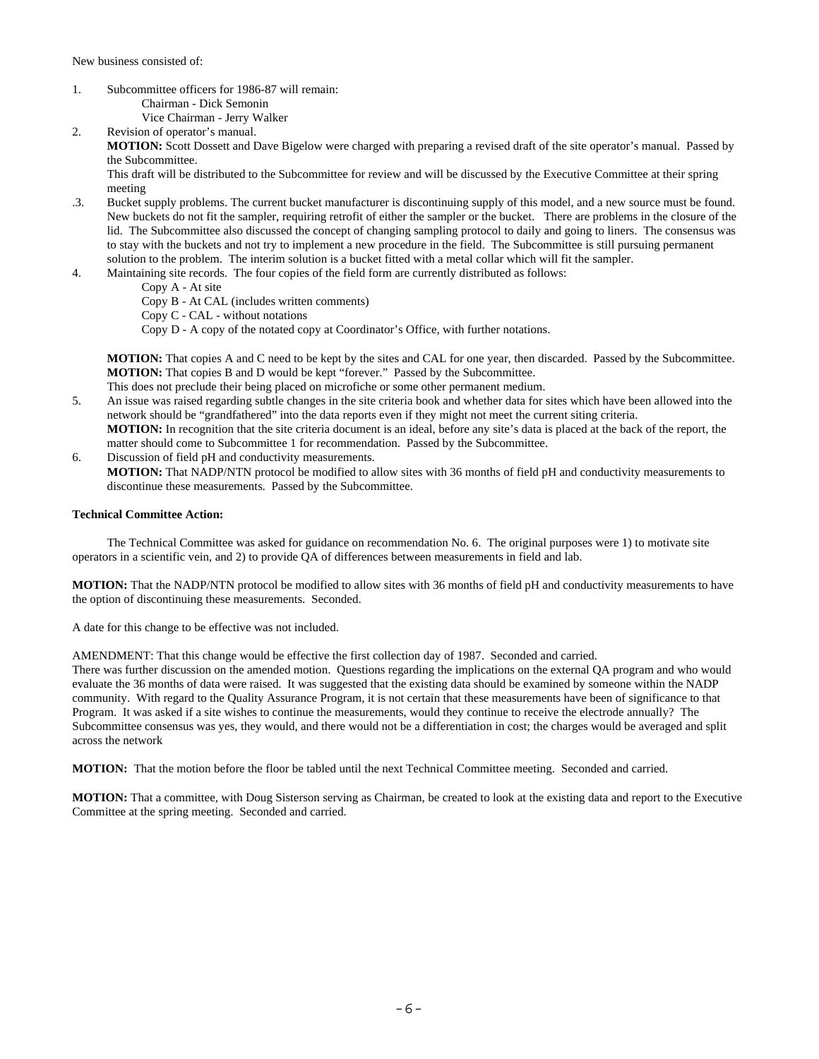New business consisted of:

1. Subcommittee officers for 1986-87 will remain:
   Chairman - Dick Semonin
   Vice Chairman - Jerry Walker
2. Revision of operator's manual.
   **MOTION:** Scott Dossett and Dave Bigelow were charged with preparing a revised draft of the site operator's manual. Passed by the Subcommittee.
   This draft will be distributed to the Subcommittee for review and will be discussed by the Executive Committee at their spring meeting
3. Bucket supply problems. The current bucket manufacturer is discontinuing supply of this model, and a new source must be found. New buckets do not fit the sampler, requiring retrofit of either the sampler or the bucket. There are problems in the closure of the lid. The Subcommittee also discussed the concept of changing sampling protocol to daily and going to liners. The consensus was to stay with the buckets and not try to implement a new procedure in the field. The Subcommittee is still pursuing permanent solution to the problem. The interim solution is a bucket fitted with a metal collar which will fit the sampler.
4. Maintaining site records. The four copies of the field form are currently distributed as follows:
   Copy A - At site
   Copy B - At CAL (includes written comments)
   Copy C - CAL - without notations
   Copy D - A copy of the notated copy at Coordinator's Office, with further notations.

   **MOTION:** That copies A and C need to be kept by the sites and CAL for one year, then discarded. Passed by the Subcommittee.
   **MOTION:** That copies B and D would be kept "forever." Passed by the Subcommittee.
   This does not preclude their being placed on microfiche or some other permanent medium.
5. An issue was raised regarding subtle changes in the site criteria book and whether data for sites which have been allowed into the network should be "grandfathered" into the data reports even if they might not meet the current siting criteria.
   **MOTION:** In recognition that the site criteria document is an ideal, before any site's data is placed at the back of the report, the matter should come to Subcommittee 1 for recommendation. Passed by the Subcommittee.
6. Discussion of field pH and conductivity measurements.
   **MOTION:** That NADP/NTN protocol be modified to allow sites with 36 months of field pH and conductivity measurements to discontinue these measurements. Passed by the Subcommittee.

**Technical Committee Action:**

The Technical Committee was asked for guidance on recommendation No. 6. The original purposes were 1) to motivate site operators in a scientific vein, and 2) to provide QA of differences between measurements in field and lab.

**MOTION:** That the NADP/NTN protocol be modified to allow sites with 36 months of field pH and conductivity measurements to have the option of discontinuing these measurements. Seconded.

A date for this change to be effective was not included.

AMENDMENT: That this change would be effective the first collection day of 1987. Seconded and carried.
There was further discussion on the amended motion. Questions regarding the implications on the external QA program and who would evaluate the 36 months of data were raised. It was suggested that the existing data should be examined by someone within the NADP community. With regard to the Quality Assurance Program, it is not certain that these measurements have been of significance to that Program. It was asked if a site wishes to continue the measurements, would they continue to receive the electrode annually? The Subcommittee consensus was yes, they would, and there would not be a differentiation in cost; the charges would be averaged and split across the network

**MOTION:** That the motion before the floor be tabled until the next Technical Committee meeting. Seconded and carried.

**MOTION:** That a committee, with Doug Sisterson serving as Chairman, be created to look at the existing data and report to the Executive Committee at the spring meeting. Seconded and carried.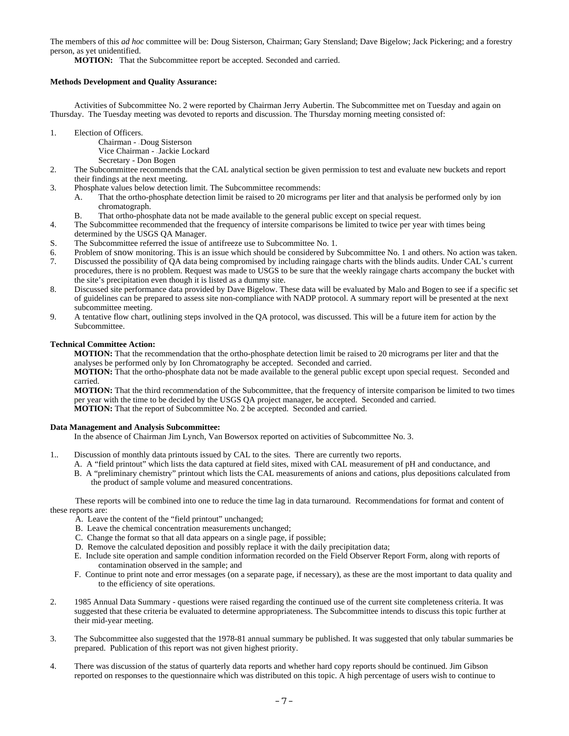The members of this *ad hoc* committee will be: Doug Sisterson, Chairman; Gary Stensland; Dave Bigelow; Jack Pickering; and a forestry person, as yet unidentified.

**MOTION:** That the Subcommittee report be accepted. Seconded and carried.

**Methods Development and Quality Assurance:**

Activities of Subcommittee No. 2 were reported by Chairman Jerry Aubertin. The Subcommittee met on Tuesday and again on Thursday. The Tuesday meeting was devoted to reports and discussion. The Thursday morning meeting consisted of:

1. Election of Officers.
   Chairman - Doug Sisterson
   Vice Chairman - Jackie Lockard
   Secretary - Don Bogen
2. The Subcommittee recommends that the CAL analytical section be given permission to test and evaluate new buckets and report their findings at the next meeting.
3. Phosphate values below detection limit. The Subcommittee recommends:
   A. That the ortho-phosphate detection limit be raised to 20 micrograms per liter and that analysis be performed only by ion chromatograph.
   B. That ortho-phosphate data not be made available to the general public except on special request.
4. The Subcommittee recommended that the frequency of intersite comparisons be limited to twice per year with times being determined by the USGS QA Manager.
S. The Subcommittee referred the issue of antifreeze use to Subcommittee No. 1.
6. Problem of snow monitoring. This is an issue which should be considered by Subcommittee No. 1 and others. No action was taken.
7. Discussed the possibility of QA data being compromised by including raingage charts with the blinds audits. Under CAL's current procedures, there is no problem. Request was made to USGS to be sure that the weekly raingage charts accompany the bucket with the site's precipitation even though it is listed as a dummy site.
8. Discussed site performance data provided by Dave Bigelow. These data will be evaluated by Malo and Bogen to see if a specific set of guidelines can be prepared to assess site non-compliance with NADP protocol. A summary report will be presented at the next subcommittee meeting.
9. A tentative flow chart, outlining steps involved in the QA protocol, was discussed. This will be a future item for action by the Subcommittee.

**Technical Committee Action:**

**MOTION:** That the recommendation that the ortho-phosphate detection limit be raised to 20 micrograms per liter and that the analyses be performed only by Ion Chromatography be accepted. Seconded and carried.

**MOTION:** That the ortho-phosphate data not be made available to the general public except upon special request. Seconded and carried.

**MOTION:** That the third recommendation of the Subcommittee, that the frequency of intersite comparison be limited to two times per year with the time to be decided by the USGS QA project manager, be accepted. Seconded and carried.

**MOTION:** That the report of Subcommittee No. 2 be accepted. Seconded and carried.

**Data Management and Analysis Subcommittee:**

In the absence of Chairman Jim Lynch, Van Bowersox reported on activities of Subcommittee No. 3.

1.. Discussion of monthly data printouts issued by CAL to the sites. There are currently two reports.
   A. A "field printout" which lists the data captured at field sites, mixed with CAL measurement of pH and conductance, and
   B. A "preliminary chemistry" printout which lists the CAL measurements of anions and cations, plus depositions calculated from the product of sample volume and measured concentrations.

These reports will be combined into one to reduce the time lag in data turnaround. Recommendations for format and content of these reports are:

   A. Leave the content of the "field printout" unchanged;
   B. Leave the chemical concentration measurements unchanged;
   C. Change the format so that all data appears on a single page, if possible;
   D. Remove the calculated deposition and possibly replace it with the daily precipitation data;
   E. Include site operation and sample condition information recorded on the Field Observer Report Form, along with reports of contamination observed in the sample; and
   F. Continue to print note and error messages (on a separate page, if necessary), as these are the most important to data quality and to the efficiency of site operations.

2. 1985 Annual Data Summary - questions were raised regarding the continued use of the current site completeness criteria. It was suggested that these criteria be evaluated to determine appropriateness. The Subcommittee intends to discuss this topic further at their mid-year meeting.

3. The Subcommittee also suggested that the 1978-81 annual summary be published. It was suggested that only tabular summaries be prepared. Publication of this report was not given highest priority.

4. There was discussion of the status of quarterly data reports and whether hard copy reports should be continued. Jim Gibson reported on responses to the questionnaire which was distributed on this topic. A high percentage of users wish to continue to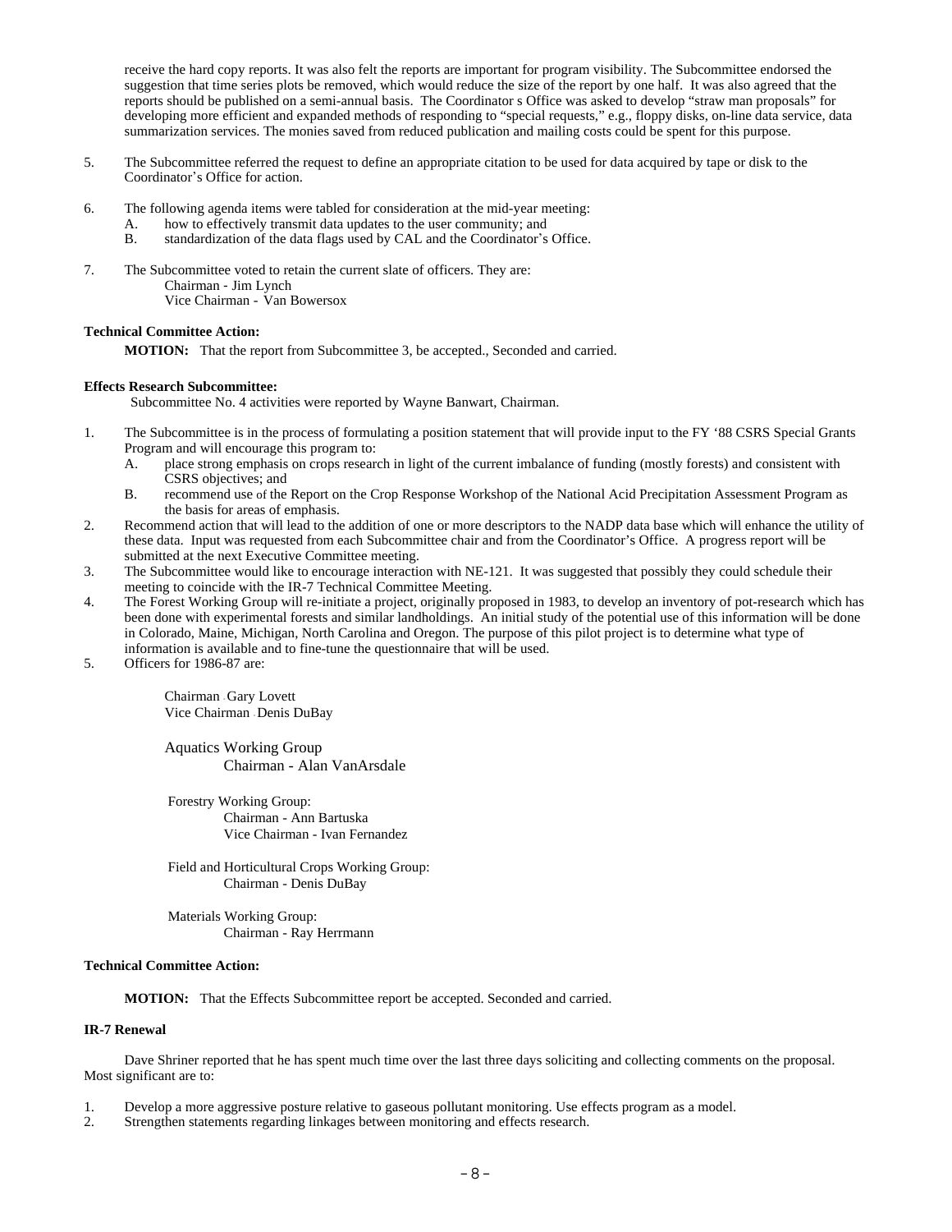receive the hard copy reports. It was also felt the reports are important for program visibility. The Subcommittee endorsed the suggestion that time series plots be removed, which would reduce the size of the report by one half. It was also agreed that the reports should be published on a semi-annual basis. The Coordinator s Office was asked to develop "straw man proposals" for developing more efficient and expanded methods of responding to "special requests," e.g., floppy disks, on-line data service, data summarization services. The monies saved from reduced publication and mailing costs could be spent for this purpose.

5. The Subcommittee referred the request to define an appropriate citation to be used for data acquired by tape or disk to the Coordinator's Office for action.

6. The following agenda items were tabled for consideration at the mid-year meeting:
   A. how to effectively transmit data updates to the user community; and
   B. standardization of the data flags used by CAL and the Coordinator's Office.

7. The Subcommittee voted to retain the current slate of officers. They are:
   Chairman - Jim Lynch
   Vice Chairman - Van Bowersox

**Technical Committee Action:**

**MOTION:** That the report from Subcommittee 3, be accepted., Seconded and carried.

**Effects Research Subcommittee:**

Subcommittee No. 4 activities were reported by Wayne Banwart, Chairman.

1. The Subcommittee is in the process of formulating a position statement that will provide input to the FY '88 CSRS Special Grants Program and will encourage this program to:
   A. place strong emphasis on crops research in light of the current imbalance of funding (mostly forests) and consistent with CSRS objectives; and
   B. recommend use of the Report on the Crop Response Workshop of the National Acid Precipitation Assessment Program as the basis for areas of emphasis.
2. Recommend action that will lead to the addition of one or more descriptors to the NADP data base which will enhance the utility of these data. Input was requested from each Subcommittee chair and from the Coordinator's Office. A progress report will be submitted at the next Executive Committee meeting.
3. The Subcommittee would like to encourage interaction with NE-121. It was suggested that possibly they could schedule their meeting to coincide with the IR-7 Technical Committee Meeting.
4. The Forest Working Group will re-initiate a project, originally proposed in 1983, to develop an inventory of pot-research which has been done with experimental forests and similar landholdings. An initial study of the potential use of this information will be done in Colorado, Maine, Michigan, North Carolina and Oregon. The purpose of this pilot project is to determine what type of information is available and to fine-tune the questionnaire that will be used.
5. Officers for 1986-87 are:

   Chairman - Gary Lovett
   Vice Chairman - Denis DuBay

   Aquatics Working Group
   Chairman - Alan VanArsdale

   Forestry Working Group:
   Chairman - Ann Bartuska
   Vice Chairman - Ivan Fernandez

   Field and Horticultural Crops Working Group:
   Chairman - Denis DuBay

   Materials Working Group:
   Chairman - Ray Herrmann

**Technical Committee Action:**

**MOTION:** That the Effects Subcommittee report be accepted. Seconded and carried.

**IR-7 Renewal**

Dave Shriner reported that he has spent much time over the last three days soliciting and collecting comments on the proposal. Most significant are to:

1. Develop a more aggressive posture relative to gaseous pollutant monitoring. Use effects program as a model.
2. Strengthen statements regarding linkages between monitoring and effects research.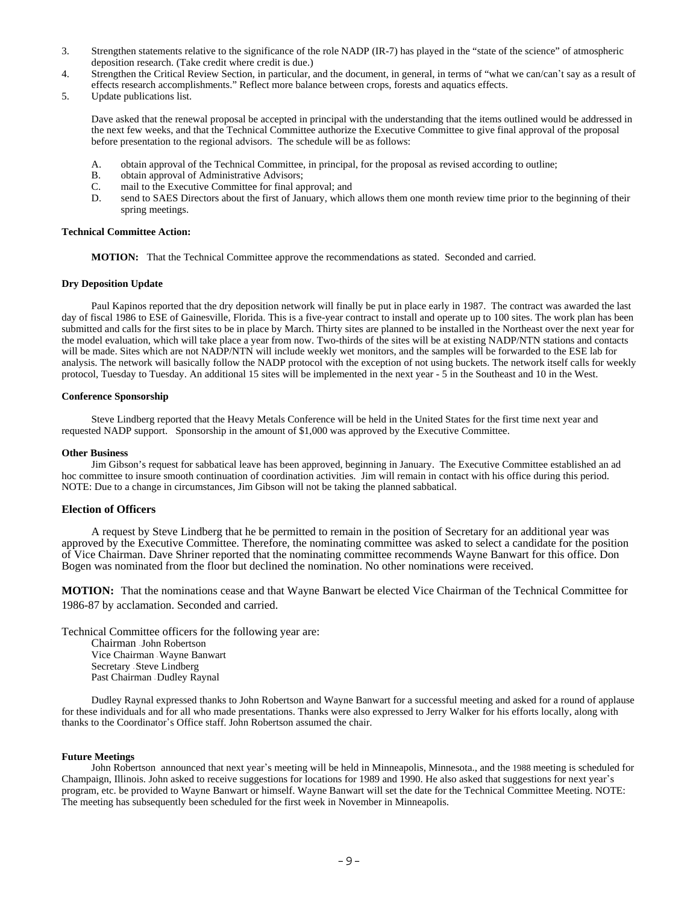3. Strengthen statements relative to the significance of the role NADP (IR-7) has played in the "state of the science" of atmospheric deposition research. (Take credit where credit is due.)
4. Strengthen the Critical Review Section, in particular, and the document, in general, in terms of "what we can/can't say as a result of effects research accomplishments." Reflect more balance between crops, forests and aquatics effects.
5. Update publications list.

Dave asked that the renewal proposal be accepted in principal with the understanding that the items outlined would be addressed in the next few weeks, and that the Technical Committee authorize the Executive Committee to give final approval of the proposal before presentation to the regional advisors. The schedule will be as follows:

A. obtain approval of the Technical Committee, in principal, for the proposal as revised according to outline;
B. obtain approval of Administrative Advisors;
C. mail to the Executive Committee for final approval; and
D. send to SAES Directors about the first of January, which allows them one month review time prior to the beginning of their spring meetings.

**Technical Committee Action:**

**MOTION:** That the Technical Committee approve the recommendations as stated. Seconded and carried.

**Dry Deposition Update**

Paul Kapinos reported that the dry deposition network will finally be put in place early in 1987. The contract was awarded the last day of fiscal 1986 to ESE of Gainesville, Florida. This is a five-year contract to install and operate up to 100 sites. The work plan has been submitted and calls for the first sites to be in place by March. Thirty sites are planned to be installed in the Northeast over the next year for the model evaluation, which will take place a year from now. Two-thirds of the sites will be at existing NADP/NTN stations and contacts will be made. Sites which are not NADP/NTN will include weekly wet monitors, and the samples will be forwarded to the ESE lab for analysis. The network will basically follow the NADP protocol with the exception of not using buckets. The network itself calls for weekly protocol, Tuesday to Tuesday. An additional 15 sites will be implemented in the next year - 5 in the Southeast and 10 in the West.

**Conference Sponsorship**

Steve Lindberg reported that the Heavy Metals Conference will be held in the United States for the first time next year and requested NADP support. Sponsorship in the amount of $1,000 was approved by the Executive Committee.

**Other Business**

Jim Gibson's request for sabbatical leave has been approved, beginning in January. The Executive Committee established an ad hoc committee to insure smooth continuation of coordination activities. Jim will remain in contact with his office during this period. NOTE: Due to a change in circumstances, Jim Gibson will not be taking the planned sabbatical.

**Election of Officers**

A request by Steve Lindberg that he be permitted to remain in the position of Secretary for an additional year was approved by the Executive Committee. Therefore, the nominating committee was asked to select a candidate for the position of Vice Chairman. Dave Shriner reported that the nominating committee recommends Wayne Banwart for this office. Don Bogen was nominated from the floor but declined the nomination. No other nominations were received.

**MOTION:** That the nominations cease and that Wayne Banwart be elected Vice Chairman of the Technical Committee for 1986-87 by acclamation. Seconded and carried.

Technical Committee officers for the following year are:

Chairman - John Robertson
Vice Chairman - Wayne Banwart
Secretary - Steve Lindberg
Past Chairman - Dudley Raynal

Dudley Raynal expressed thanks to John Robertson and Wayne Banwart for a successful meeting and asked for a round of applause for these individuals and for all who made presentations. Thanks were also expressed to Jerry Walker for his efforts locally, along with thanks to the Coordinator's Office staff. John Robertson assumed the chair.

**Future Meetings**

John Robertson announced that next year's meeting will be held in Minneapolis, Minnesota., and the 1988 meeting is scheduled for Champaign, Illinois. John asked to receive suggestions for locations for 1989 and 1990. He also asked that suggestions for next year's program, etc. be provided to Wayne Banwart or himself. Wayne Banwart will set the date for the Technical Committee Meeting. NOTE: The meeting has subsequently been scheduled for the first week in November in Minneapolis.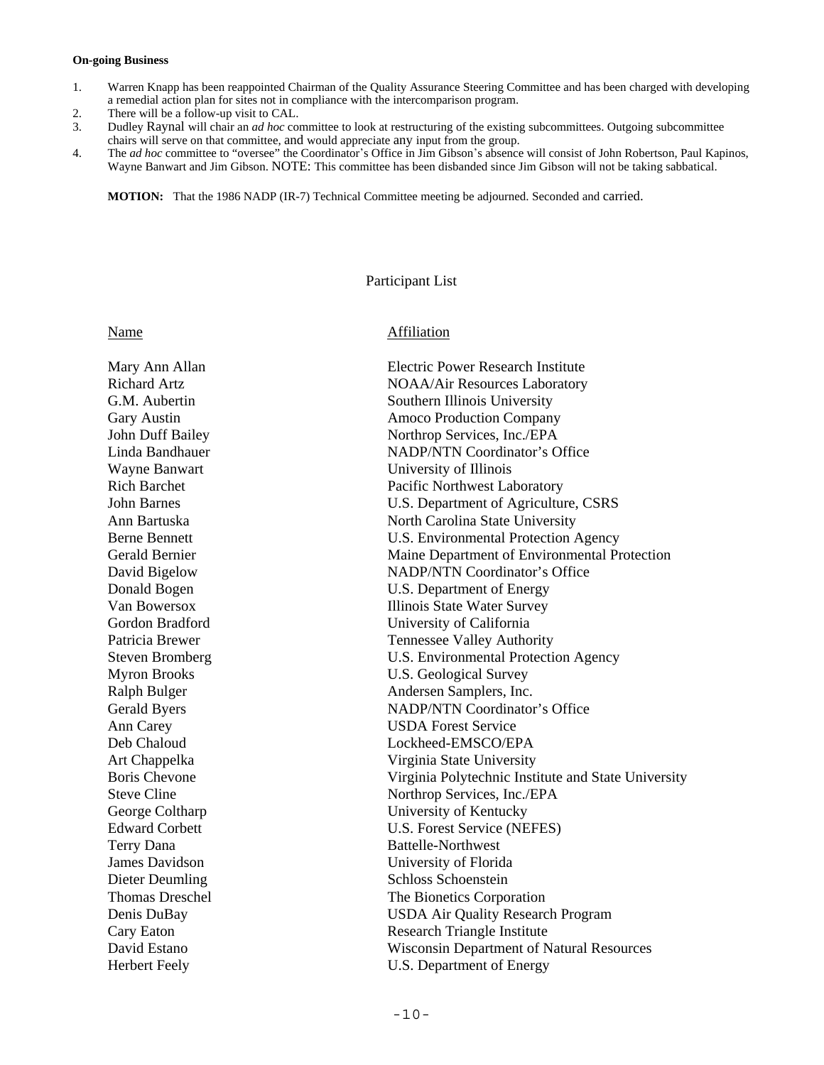**On-going Business**

1. Warren Knapp has been reappointed Chairman of the Quality Assurance Steering Committee and has been charged with developing a remedial action plan for sites not in compliance with the intercomparison program.
2. There will be a follow-up visit to CAL.
3. Dudley Raynal will chair an *ad hoc* committee to look at restructuring of the existing subcommittees. Outgoing subcommittee chairs will serve on that committee, and would appreciate any input from the group.
4. The *ad hoc* committee to "oversee" the Coordinator's Office in Jim Gibson's absence will consist of John Robertson, Paul Kapinos, Wayne Banwart and Jim Gibson. NOTE: This committee has been disbanded since Jim Gibson will not be taking sabbatical.

**MOTION:** That the 1986 NADP (IR-7) Technical Committee meeting be adjourned. Seconded and carried.

## Participant List

| Name | Affiliation |
|---|---|
| Mary Ann Allan | Electric Power Research Institute |
| Richard Artz | NOAA/Air Resources Laboratory |
| G.M. Aubertin | Southern Illinois University |
| Gary Austin | Amoco Production Company |
| John Duff Bailey | Northrop Services, Inc./EPA |
| Linda Bandhauer | NADP/NTN Coordinator's Office |
| Wayne Banwart | University of Illinois |
| Rich Barchet | Pacific Northwest Laboratory |
| John Barnes | U.S. Department of Agriculture, CSRS |
| Ann Bartuska | North Carolina State University |
| Berne Bennett | U.S. Environmental Protection Agency |
| Gerald Bernier | Maine Department of Environmental Protection |
| David Bigelow | NADP/NTN Coordinator's Office |
| Donald Bogen | U.S. Department of Energy |
| Van Bowersox | Illinois State Water Survey |
| Gordon Bradford | University of California |
| Patricia Brewer | Tennessee Valley Authority |
| Steven Bromberg | U.S. Environmental Protection Agency |
| Myron Brooks | U.S. Geological Survey |
| Ralph Bulger | Andersen Samplers, Inc. |
| Gerald Byers | NADP/NTN Coordinator's Office |
| Ann Carey | USDA Forest Service |
| Deb Chaloud | Lockheed-EMSCO/EPA |
| Art Chappelka | Virginia State University |
| Boris Chevone | Virginia Polytechnic Institute and State University |
| Steve Cline | Northrop Services, Inc./EPA |
| George Coltharp | University of Kentucky |
| Edward Corbett | U.S. Forest Service (NEFES) |
| Terry Dana | Battelle-Northwest |
| James Davidson | University of Florida |
| Dieter Deumling | Schloss Schoenstein |
| Thomas Dreschel | The Bionetics Corporation |
| Denis DuBay | USDA Air Quality Research Program |
| Cary Eaton | Research Triangle Institute |
| David Estano | Wisconsin Department of Natural Resources |
| Herbert Feely | U.S. Department of Energy |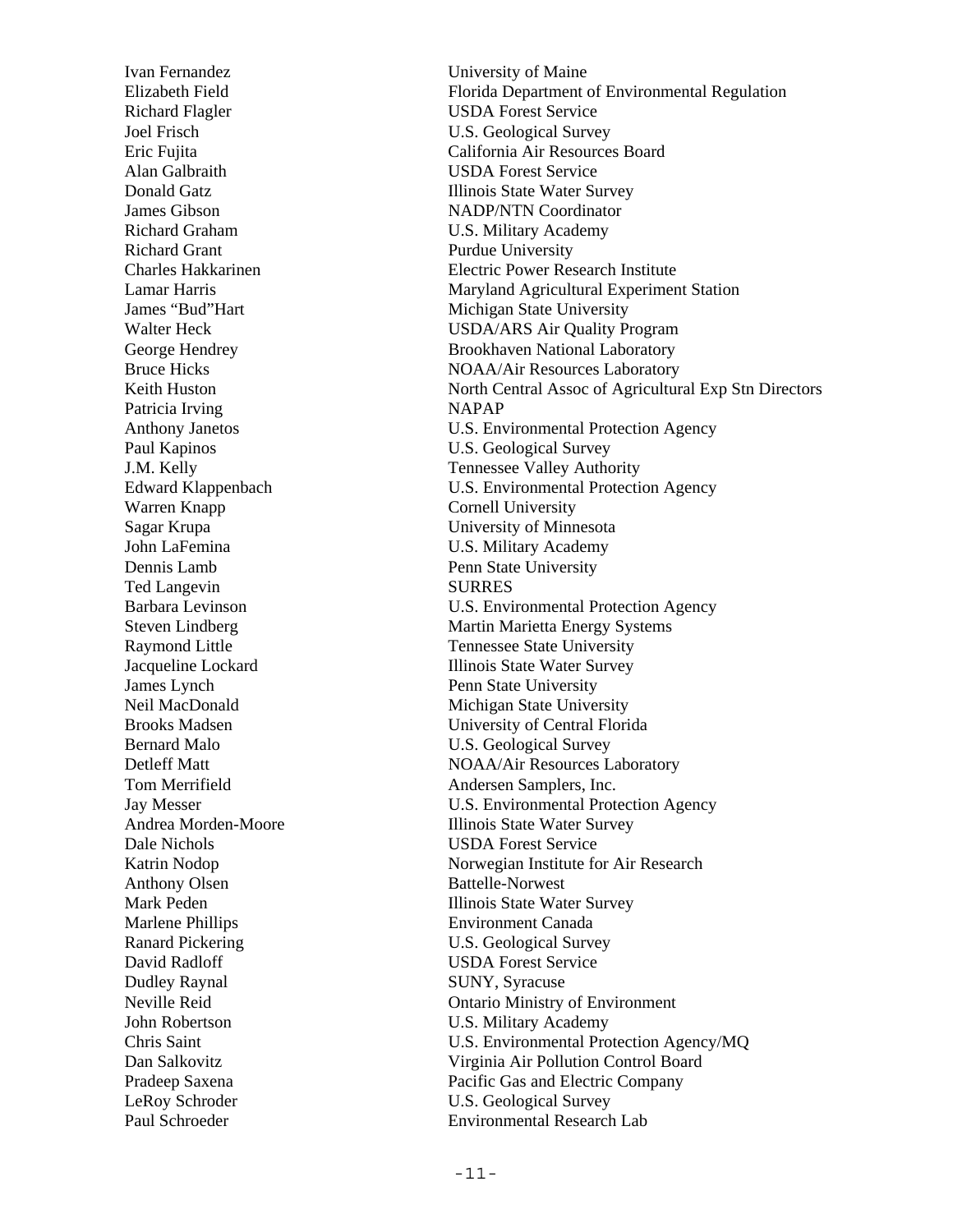| | |
|---|---|
| Ivan Fernandez | University of Maine |
| Elizabeth Field | Florida Department of Environmental Regulation |
| Richard Flagler | USDA Forest Service |
| Joel Frisch | U.S. Geological Survey |
| Eric Fujita | California Air Resources Board |
| Alan Galbraith | USDA Forest Service |
| Donald Gatz | Illinois State Water Survey |
| James Gibson | NADP/NTN Coordinator |
| Richard Graham | U.S. Military Academy |
| Richard Grant | Purdue University |
| Charles Hakkarinen | Electric Power Research Institute |
| Lamar Harris | Maryland Agricultural Experiment Station |
| James "Bud"Hart | Michigan State University |
| Walter Heck | USDA/ARS Air Quality Program |
| George Hendrey | Brookhaven National Laboratory |
| Bruce Hicks | NOAA/Air Resources Laboratory |
| Keith Huston | North Central Assoc of Agricultural Exp Stn Directors |
| Patricia Irving | NAPAP |
| Anthony Janetos | U.S. Environmental Protection Agency |
| Paul Kapinos | U.S. Geological Survey |
| J.M. Kelly | Tennessee Valley Authority |
| Edward Klappenbach | U.S. Environmental Protection Agency |
| Warren Knapp | Cornell University |
| Sagar Krupa | University of Minnesota |
| John LaFemina | U.S. Military Academy |
| Dennis Lamb | Penn State University |
| Ted Langevin | SURRES |
| Barbara Levinson | U.S. Environmental Protection Agency |
| Steven Lindberg | Martin Marietta Energy Systems |
| Raymond Little | Tennessee State University |
| Jacqueline Lockard | Illinois State Water Survey |
| James Lynch | Penn State University |
| Neil MacDonald | Michigan State University |
| Brooks Madsen | University of Central Florida |
| Bernard Malo | U.S. Geological Survey |
| Detleff Matt | NOAA/Air Resources Laboratory |
| Tom Merrifield | Andersen Samplers, Inc. |
| Jay Messer | U.S. Environmental Protection Agency |
| Andrea Morden-Moore | Illinois State Water Survey |
| Dale Nichols | USDA Forest Service |
| Katrin Nodop | Norwegian Institute for Air Research |
| Anthony Olsen | Battelle-Norwest |
| Mark Peden | Illinois State Water Survey |
| Marlene Phillips | Environment Canada |
| Ranard Pickering | U.S. Geological Survey |
| David Radloff | USDA Forest Service |
| Dudley Raynal | SUNY, Syracuse |
| Neville Reid | Ontario Ministry of Environment |
| John Robertson | U.S. Military Academy |
| Chris Saint | U.S. Environmental Protection Agency/MQ |
| Dan Salkovitz | Virginia Air Pollution Control Board |
| Pradeep Saxena | Pacific Gas and Electric Company |
| LeRoy Schroder | U.S. Geological Survey |
| Paul Schroeder | Environmental Research Lab |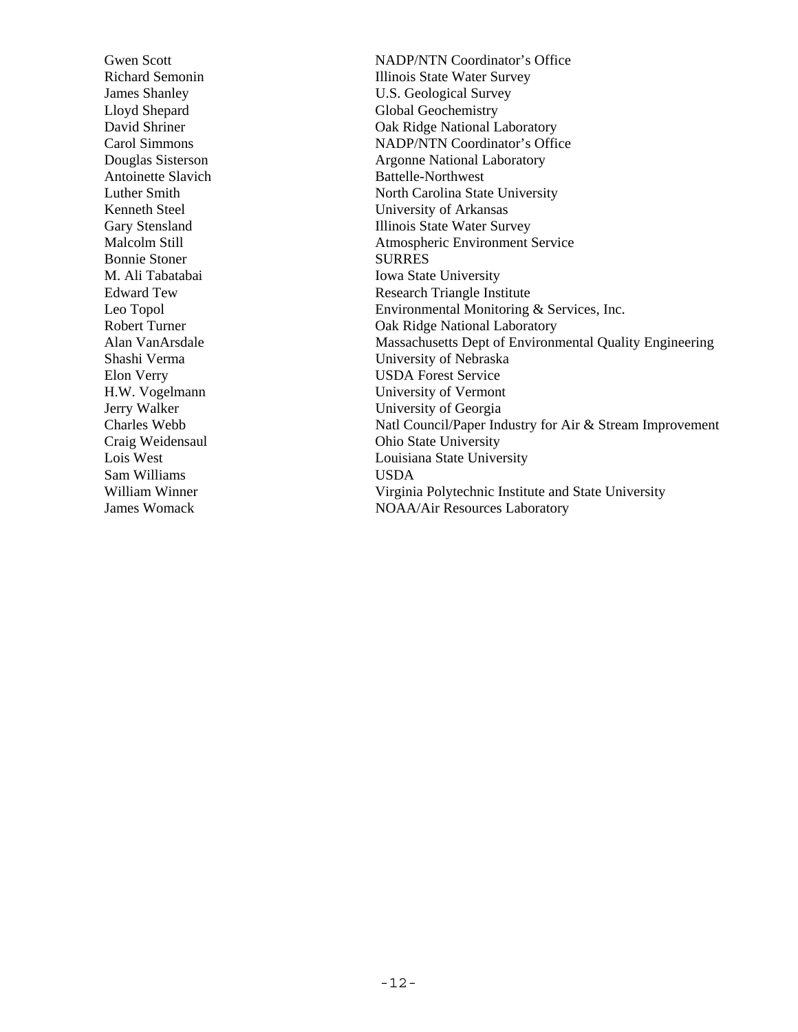| | |
|---|---|
| Gwen Scott | NADP/NTN Coordinator's Office |
| Richard Semonin | Illinois State Water Survey |
| James Shanley | U.S. Geological Survey |
| Lloyd Shepard | Global Geochemistry |
| David Shriner | Oak Ridge National Laboratory |
| Carol Simmons | NADP/NTN Coordinator's Office |
| Douglas Sisterson | Argonne National Laboratory |
| Antoinette Slavich | Battelle-Northwest |
| Luther Smith | North Carolina State University |
| Kenneth Steel | University of Arkansas |
| Gary Stensland | Illinois State Water Survey |
| Malcolm Still | Atmospheric Environment Service |
| Bonnie Stoner | SURRES |
| M. Ali Tabatabai | Iowa State University |
| Edward Tew | Research Triangle Institute |
| Leo Topol | Environmental Monitoring & Services, Inc. |
| Robert Turner | Oak Ridge National Laboratory |
| Alan VanArsdale | Massachusetts Dept of Environmental Quality Engineering |
| Shashi Verma | University of Nebraska |
| Elon Verry | USDA Forest Service |
| H.W. Vogelmann | University of Vermont |
| Jerry Walker | University of Georgia |
| Charles Webb | Natl Council/Paper Industry for Air & Stream Improvement |
| Craig Weidensaul | Ohio State University |
| Lois West | Louisiana State University |
| Sam Williams | USDA |
| William Winner | Virginia Polytechnic Institute and State University |
| James Womack | NOAA/Air Resources Laboratory |